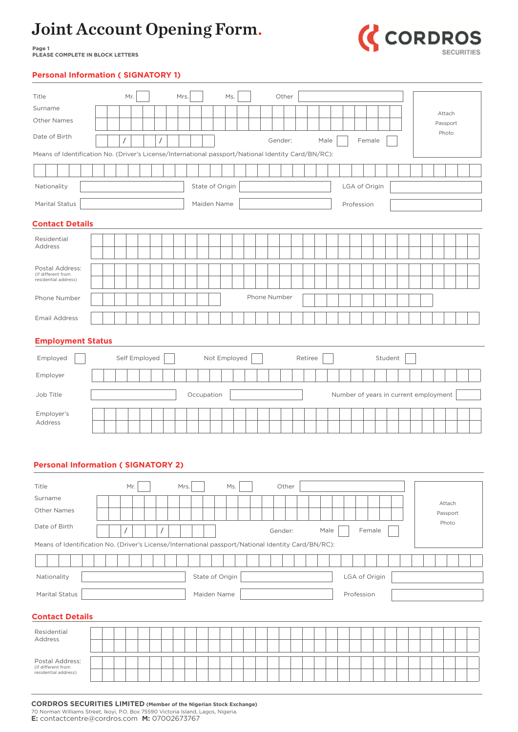# Joint Account Opening Form.

**CORDROS** SECURITIES

Page 1
PLEASE COMPLETE IN BLOCK LETTERS

## Personal Information ( SIGNATORY 1)

Title Mr. ☐ Mrs. ☐ Ms. ☐ Other ____________

Attach Passport Photo

Surname

Other Names

Date of Birth __ / __ / ____ Gender: Male ☐ Female ☐

Means of Identification No. (Driver's License/International passport/National Identity Card/BN/RC):

Nationality ____________ State of Origin ____________ LGA of Origin ____________

Marital Status ____________ Maiden Name ____________ Profession ____________

## Contact Details

Residential Address

Postal Address: (if different from residential address)

Phone Number ____________ Phone Number ____________

Email Address

## Employment Status

Employed ☐ Self Employed ☐ Not Employed ☐ Retiree ☐ Student ☐

Employer

Job Title ____________ Occupation ____________ Number of years in current employment ______

Employer's Address

## Personal Information ( SIGNATORY 2)

Title Mr. ☐ Mrs. ☐ Ms. ☐ Other ____________

Attach Passport Photo

Surname

Other Names

Date of Birth __ / __ / ____ Gender: Male ☐ Female ☐

Means of Identification No. (Driver's License/International passport/National Identity Card/BN/RC):

Nationality ____________ State of Origin ____________ LGA of Origin ____________

Marital Status ____________ Maiden Name ____________ Profession ____________

## Contact Details

Residential Address

Postal Address: (if different from residential address)

**CORDROS SECURITIES LIMITED** (Member of the Nigerian Stock Exchange)
70 Norman Williams Street, Ikoyi, P.O. Box 75590 Victoria Island, Lagos, Nigeria.
**E:** contactcentre@cordros.com **M:** 07002673767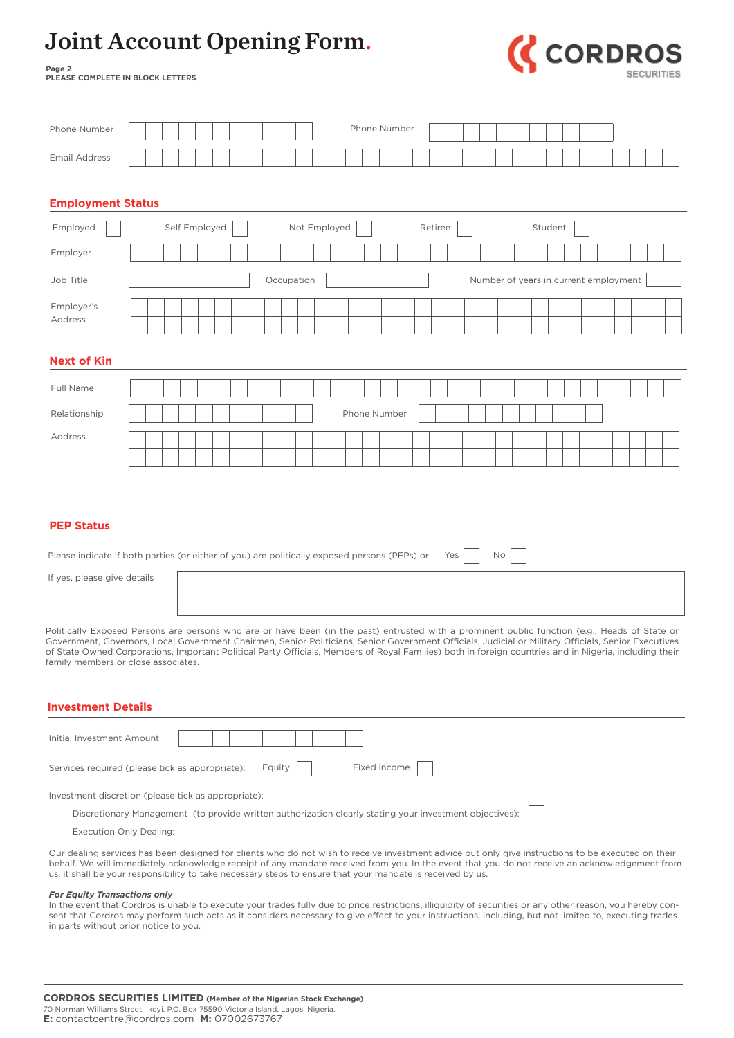# Joint Account Opening Form.

**Page 2**
**PLEASE COMPLETE IN BLOCK LETTERS**

CORDROS SECURITIES

Phone Number ______________ Phone Number ______________

Email Address ______________

## Employment Status

Employed ☐ Self Employed ☐ Not Employed ☐ Retiree ☐ Student ☐

Employer ______________

Job Title ______________ Occupation ______________ Number of years in current employment ______________

Employer's Address ______________

## Next of Kin

Full Name ______________

Relationship ______________ Phone Number ______________

Address ______________

## PEP Status

Please indicate if both parties (or either of you) are politically exposed persons (PEPs) or Yes ☐ No ☐

If yes, please give details ______________

Politically Exposed Persons are persons who are or have been (in the past) entrusted with a prominent public function (e.g., Heads of State or Government, Governors, Local Government Chairmen, Senior Politicians, Senior Government Officials, Judicial or Military Officials, Senior Executives of State Owned Corporations, Important Political Party Officials, Members of Royal Families) both in foreign countries and in Nigeria, including their family members or close associates.

## Investment Details

Initial Investment Amount ______________

Services required (please tick as appropriate): Equity ☐ Fixed income ☐

Investment discretion (please tick as appropriate):

Discretionary Management (to provide written authorization clearly stating your investment objectives): ☐

Execution Only Dealing: ☐

Our dealing services has been designed for clients who do not wish to receive investment advice but only give instructions to be executed on their behalf. We will immediately acknowledge receipt of any mandate received from you. In the event that you do not receive an acknowledgement from us, it shall be your responsibility to take necessary steps to ensure that your mandate is received by us.

***For Equity Transactions only***

In the event that Cordros is unable to execute your trades fully due to price restrictions, illiquidity of securities or any other reason, you hereby consent that Cordros may perform such acts as it considers necessary to give effect to your instructions, including, but not limited to, executing trades in parts without prior notice to you.

**CORDROS SECURITIES LIMITED (Member of the Nigerian Stock Exchange)**
70 Norman Williams Street, Ikoyi, P.O. Box 75590 Victoria Island, Lagos, Nigeria.
**E:** contactcentre@cordros.com **M:** 07002673767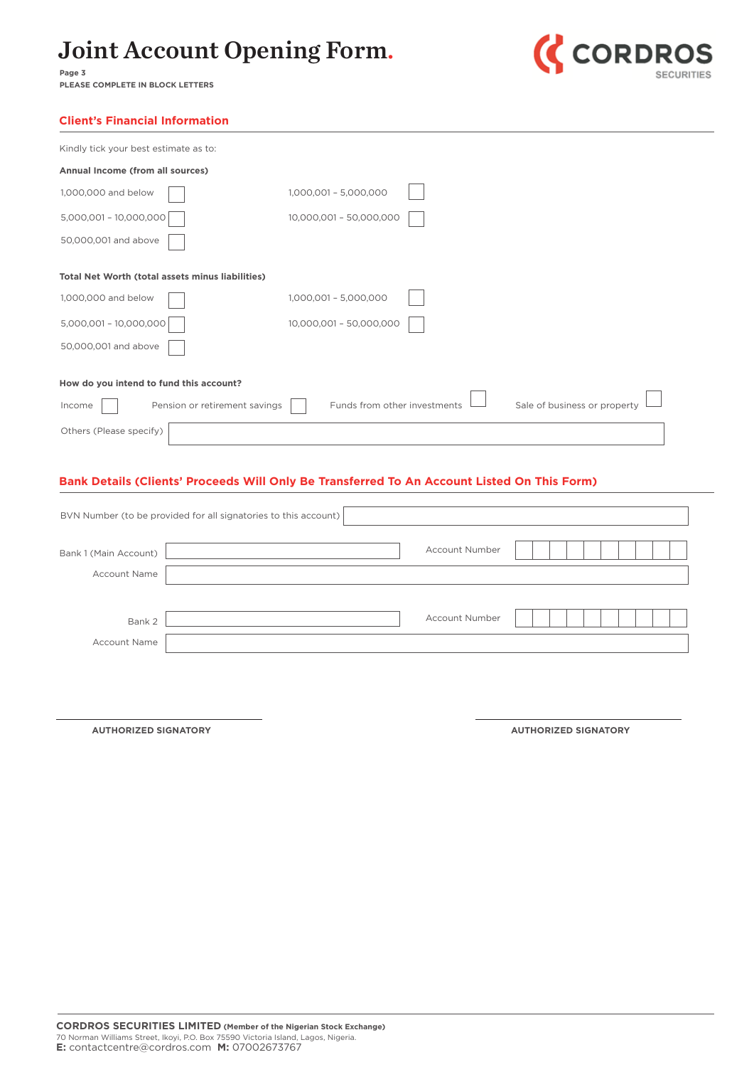# Joint Account Opening Form.

Page 3

PLEASE COMPLETE IN BLOCK LETTERS

## Client's Financial Information

Kindly tick your best estimate as to:

**Annual Income (from all sources)**

| | | | |
|---|---|---|---|
| 1,000,000 and below | ☐ | 1,000,001 - 5,000,000 | ☐ |
| 5,000,001 - 10,000,000 | ☐ | 10,000,001 - 50,000,000 | ☐ |
| 50,000,001 and above | ☐ | | |

**Total Net Worth (total assets minus liabilities)**

| | | | |
|---|---|---|---|
| 1,000,000 and below | ☐ | 1,000,001 - 5,000,000 | ☐ |
| 5,000,001 - 10,000,000 | ☐ | 10,000,001 - 50,000,000 | ☐ |
| 50,000,001 and above | ☐ | | |

**How do you intend to fund this account?**

Income ☐ Pension or retirement savings ☐ Funds from other investments ☐ Sale of business or property ☐

Others (Please specify) \_\_\_\_\_\_\_\_\_\_\_\_\_\_\_\_\_\_\_\_

## Bank Details (Clients' Proceeds Will Only Be Transferred To An Account Listed On This Form)

BVN Number (to be provided for all signatories to this account) \_\_\_\_\_\_\_\_\_\_\_\_\_\_\_\_\_\_\_\_

Bank 1 (Main Account) \_\_\_\_\_\_\_\_\_\_\_\_\_\_\_\_\_\_\_\_ Account Number ☐☐☐☐☐☐☐☐☐☐

Account Name \_\_\_\_\_\_\_\_\_\_\_\_\_\_\_\_\_\_\_\_

Bank 2 \_\_\_\_\_\_\_\_\_\_\_\_\_\_\_\_\_\_\_\_ Account Number ☐☐☐☐☐☐☐☐☐☐

Account Name \_\_\_\_\_\_\_\_\_\_\_\_\_\_\_\_\_\_\_\_

\_\_\_\_\_\_\_\_\_\_\_\_\_\_\_\_\_\_\_\_ \_\_\_\_\_\_\_\_\_\_\_\_\_\_\_\_\_\_\_\_

**AUTHORIZED SIGNATORY** **AUTHORIZED SIGNATORY**

**CORDROS SECURITIES LIMITED** (Member of the Nigerian Stock Exchange)
70 Norman Williams Street, Ikoyi, P.O. Box 75590 Victoria Island, Lagos, Nigeria.
**E:** contactcentre@cordros.com **M:** 07002673767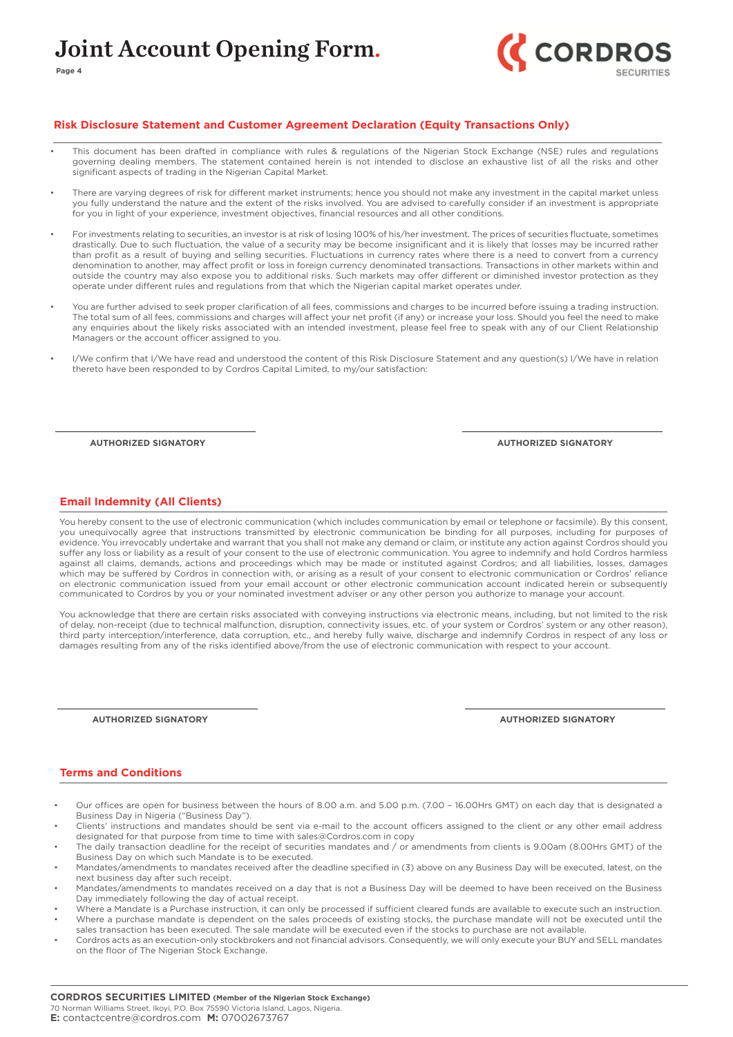# Joint Account Opening Form.

## Risk Disclosure Statement and Customer Agreement Declaration (Equity Transactions Only)

- This document has been drafted in compliance with rules & regulations of the Nigerian Stock Exchange (NSE) rules and regulations governing dealing members. The statement contained herein is not intended to disclose an exhaustive list of all the risks and other significant aspects of trading in the Nigerian Capital Market.
- There are varying degrees of risk for different market instruments; hence you should not make any investment in the capital market unless you fully understand the nature and the extent of the risks involved. You are advised to carefully consider if an investment is appropriate for you in light of your experience, investment objectives, financial resources and all other conditions.
- For investments relating to securities, an investor is at risk of losing 100% of his/her investment. The prices of securities fluctuate, sometimes drastically. Due to such fluctuation, the value of a security may be become insignificant and it is likely that losses may be incurred rather than profit as a result of buying and selling securities. Fluctuations in currency rates where there is a need to convert from a currency denomination to another, may affect profit or loss in foreign currency denominated transactions. Transactions in other markets within and outside the country may also expose you to additional risks. Such markets may offer different or diminished investor protection as they operate under different rules and regulations from that which the Nigerian capital market operates under.
- You are further advised to seek proper clarification of all fees, commissions and charges to be incurred before issuing a trading instruction. The total sum of all fees, commissions and charges will affect your net profit (if any) or increase your loss. Should you feel the need to make any enquiries about the likely risks associated with an intended investment, please feel free to speak with any of our Client Relationship Managers or the account officer assigned to you.
- I/We confirm that I/We have read and understood the content of this Risk Disclosure Statement and any question(s) I/We have in relation thereto have been responded to by Cordros Capital Limited, to my/our satisfaction:

| AUTHORIZED SIGNATORY | AUTHORIZED SIGNATORY |
|---|---|

## Email Indemnity (All Clients)

You hereby consent to the use of electronic communication (which includes communication by email or telephone or facsimile). By this consent, you unequivocally agree that instructions transmitted by electronic communication be binding for all purposes, including for purposes of evidence. You irrevocably undertake and warrant that you shall not make any demand or claim, or institute any action against Cordros should you suffer any loss or liability as a result of your consent to the use of electronic communication. You agree to indemnify and hold Cordros harmless against all claims, demands, actions and proceedings which may be made or instituted against Cordros; and all liabilities, losses, damages which may be suffered by Cordros in connection with, or arising as a result of your consent to electronic communication or Cordros' reliance on electronic communication issued from your email account or other electronic communication account indicated herein or subsequently communicated to Cordros by you or your nominated investment adviser or any other person you authorize to manage your account.

You acknowledge that there are certain risks associated with conveying instructions via electronic means, including, but not limited to the risk of delay, non-receipt (due to technical malfunction, disruption, connectivity issues, etc. of your system or Cordros' system or any other reason), third party interception/interference, data corruption, etc., and hereby fully waive, discharge and indemnify Cordros in respect of any loss or damages resulting from any of the risks identified above/from the use of electronic communication with respect to your account.

| AUTHORIZED SIGNATORY | AUTHORIZED SIGNATORY |
|---|---|

## Terms and Conditions

- Our offices are open for business between the hours of 8.00 a.m. and 5.00 p.m. (7.00 – 16.00Hrs GMT) on each day that is designated a Business Day in Nigeria ("Business Day").
- Clients' instructions and mandates should be sent via e-mail to the account officers assigned to the client or any other email address designated for that purpose from time to time with sales@Cordros.com in copy
- The daily transaction deadline for the receipt of securities mandates and / or amendments from clients is 9.00am (8.00Hrs GMT) of the Business Day on which such Mandate is to be executed.
- Mandates/amendments to mandates received after the deadline specified in (3) above on any Business Day will be executed, latest, on the next business day after such receipt.
- Mandates/amendments to mandates received on a day that is not a Business Day will be deemed to have been received on the Business Day immediately following the day of actual receipt.
- Where a Mandate is a Purchase instruction, it can only be processed if sufficient cleared funds are available to execute such an instruction.
- Where a purchase mandate is dependent on the sales proceeds of existing stocks, the purchase mandate will not be executed until the sales transaction has been executed. The sale mandate will be executed even if the stocks to purchase are not available.
- Cordros acts as an execution-only stockbrokers and not financial advisors. Consequently, we will only execute your BUY and SELL mandates on the floor of The Nigerian Stock Exchange.

**CORDROS SECURITIES LIMITED** **(Member of the Nigerian Stock Exchange)**
70 Norman Williams Street, Ikoyi, P.O. Box 75590 Victoria Island, Lagos, Nigeria.
**E:** contactcentre@cordros.com **M:** 07002673767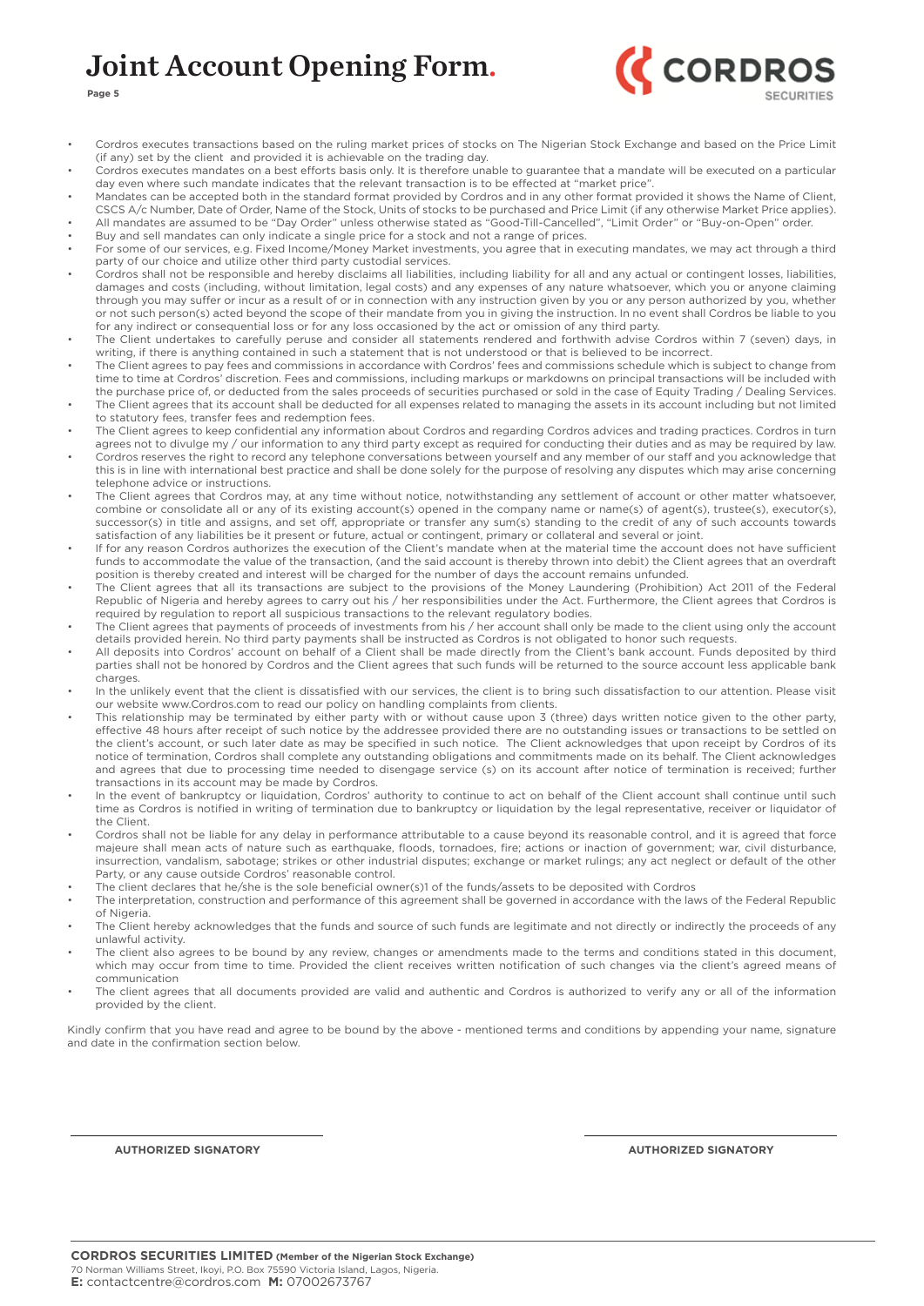- Cordros executes transactions based on the ruling market prices of stocks on The Nigerian Stock Exchange and based on the Price Limit (if any) set by the client and provided it is achievable on the trading day.
- Cordros executes mandates on a best efforts basis only. It is therefore unable to guarantee that a mandate will be executed on a particular day even where such mandate indicates that the relevant transaction is to be effected at "market price".
- Mandates can be accepted both in the standard format provided by Cordros and in any other format provided it shows the Name of Client, CSCS A/c Number, Date of Order, Name of the Stock, Units of stocks to be purchased and Price Limit (if any otherwise Market Price applies).
- All mandates are assumed to be "Day Order" unless otherwise stated as "Good-Till-Cancelled", "Limit Order" or "Buy-on-Open" order.
- Buy and sell mandates can only indicate a single price for a stock and not a range of prices.
- For some of our services, e.g. Fixed Income/Money Market investments, you agree that in executing mandates, we may act through a third party of our choice and utilize other third party custodial services.
- Cordros shall not be responsible and hereby disclaims all liabilities, including liability for all and any actual or contingent losses, liabilities, damages and costs (including, without limitation, legal costs) and any expenses of any nature whatsoever, which you or anyone claiming through you may suffer or incur as a result of or in connection with any instruction given by you or any person authorized by you, whether or not such person(s) acted beyond the scope of their mandate from you in giving the instruction. In no event shall Cordros be liable to you for any indirect or consequential loss or for any loss occasioned by the act or omission of any third party.
- The Client undertakes to carefully peruse and consider all statements rendered and forthwith advise Cordros within 7 (seven) days, in writing, if there is anything contained in such a statement that is not understood or that is believed to be incorrect.
- The Client agrees to pay fees and commissions in accordance with Cordros' fees and commissions schedule which is subject to change from time to time at Cordros' discretion. Fees and commissions, including markups or markdowns on principal transactions will be included with the purchase price of, or deducted from the sales proceeds of securities purchased or sold in the case of Equity Trading / Dealing Services.
- The Client agrees that its account shall be deducted for all expenses related to managing the assets in its account including but not limited to statutory fees, transfer fees and redemption fees.
- The Client agrees to keep confidential any information about Cordros and regarding Cordros advices and trading practices. Cordros in turn agrees not to divulge my / our information to any third party except as required for conducting their duties and as may be required by law.
- Cordros reserves the right to record any telephone conversations between yourself and any member of our staff and you acknowledge that this is in line with international best practice and shall be done solely for the purpose of resolving any disputes which may arise concerning telephone advice or instructions.
- The Client agrees that Cordros may, at any time without notice, notwithstanding any settlement of account or other matter whatsoever, combine or consolidate all or any of its existing account(s) opened in the company name or name(s) of agent(s), trustee(s), executor(s), successor(s) in title and assigns, and set off, appropriate or transfer any sum(s) standing to the credit of any of such accounts towards satisfaction of any liabilities be it present or future, actual or contingent, primary or collateral and several or joint.
- If for any reason Cordros authorizes the execution of the Client's mandate when at the material time the account does not have sufficient funds to accommodate the value of the transaction, (and the said account is thereby thrown into debit) the Client agrees that an overdraft position is thereby created and interest will be charged for the number of days the account remains unfunded.
- The Client agrees that all its transactions are subject to the provisions of the Money Laundering (Prohibition) Act 2011 of the Federal Republic of Nigeria and hereby agrees to carry out his / her responsibilities under the Act. Furthermore, the Client agrees that Cordros is required by regulation to report all suspicious transactions to the relevant regulatory bodies.
- The Client agrees that payments of proceeds of investments from his / her account shall only be made to the client using only the account details provided herein. No third party payments shall be instructed as Cordros is not obligated to honor such requests.
- All deposits into Cordros' account on behalf of a Client shall be made directly from the Client's bank account. Funds deposited by third parties shall not be honored by Cordros and the Client agrees that such funds will be returned to the source account less applicable bank charges.
- In the unlikely event that the client is dissatisfied with our services, the client is to bring such dissatisfaction to our attention. Please visit our website www.Cordros.com to read our policy on handling complaints from clients.
- This relationship may be terminated by either party with or without cause upon 3 (three) days written notice given to the other party, effective 48 hours after receipt of such notice by the addressee provided there are no outstanding issues or transactions to be settled on the client's account, or such later date as may be specified in such notice. The Client acknowledges that upon receipt by Cordros of its notice of termination, Cordros shall complete any outstanding obligations and commitments made on its behalf. The Client acknowledges and agrees that due to processing time needed to disengage service (s) on its account after notice of termination is received; further transactions in its account may be made by Cordros.
- In the event of bankruptcy or liquidation, Cordros' authority to continue to act on behalf of the Client account shall continue until such time as Cordros is notified in writing of termination due to bankruptcy or liquidation by the legal representative, receiver or liquidator of the Client.
- Cordros shall not be liable for any delay in performance attributable to a cause beyond its reasonable control, and it is agreed that force majeure shall mean acts of nature such as earthquake, floods, tornadoes, fire; actions or inaction of government; war, civil disturbance, insurrection, vandalism, sabotage; strikes or other industrial disputes; exchange or market rulings; any act neglect or default of the other Party, or any cause outside Cordros' reasonable control.
- The client declares that he/she is the sole beneficial owner(s)1 of the funds/assets to be deposited with Cordros
- The interpretation, construction and performance of this agreement shall be governed in accordance with the laws of the Federal Republic of Nigeria.
- The Client hereby acknowledges that the funds and source of such funds are legitimate and not directly or indirectly the proceeds of any unlawful activity.
- The client also agrees to be bound by any review, changes or amendments made to the terms and conditions stated in this document, which may occur from time to time. Provided the client receives written notification of such changes via the client's agreed means of communication
- The client agrees that all documents provided are valid and authentic and Cordros is authorized to verify any or all of the information provided by the client.

Kindly confirm that you have read and agree to be bound by the above - mentioned terms and conditions by appending your name, signature and date in the confirmation section below.

| AUTHORIZED SIGNATORY | AUTHORIZED SIGNATORY |
|---|---|

**CORDROS SECURITIES LIMITED (Member of the Nigerian Stock Exchange)**
70 Norman Williams Street, Ikoyi, P.O. Box 75590 Victoria Island, Lagos, Nigeria.
**E:** contactcentre@cordros.com **M:** 07002673767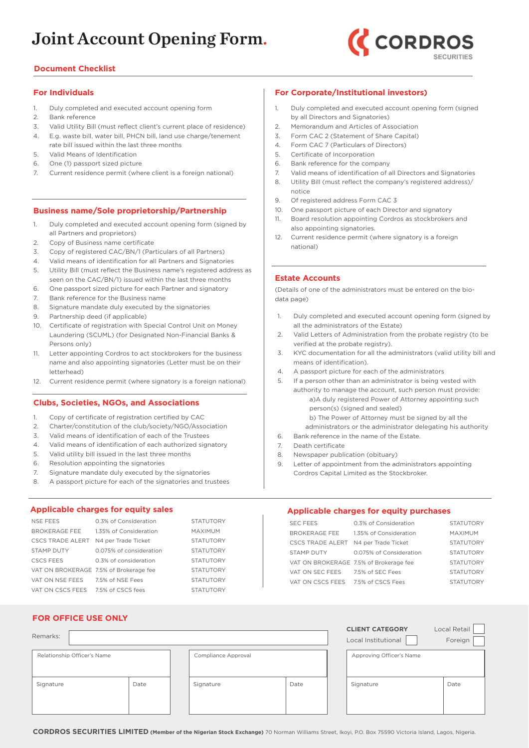# Joint Account Opening Form.

CORDROS SECURITIES

## Document Checklist

### For Individuals

1. Duly completed and executed account opening form
2. Bank reference
3. Valid Utility Bill (must reflect client's current place of residence)
4. E.g. waste bill, water bill, PHCN bill, land use charge/tenement rate bill issued within the last three months
5. Valid Means of Identification
6. One (1) passport sized picture
7. Current residence permit (where client is a foreign national)

### Business name/Sole proprietorship/Partnership

1. Duly completed and executed account opening form (signed by all Partners and proprietors)
2. Copy of Business name certificate
3. Copy of registered CAC/BN/1 (Particulars of all Partners)
4. Valid means of identification for all Partners and Signatories
5. Utility Bill (must reflect the Business name's registered address as seen on the CAC/BN/1) issued within the last three months
6. One passport sized picture for each Partner and signatory
7. Bank reference for the Business name
8. Signature mandate duly executed by the signatories
9. Partnership deed (if applicable)
10. Certificate of registration with Special Control Unit on Money Laundering (SCUML) (for Designated Non-Financial Banks & Persons only)
11. Letter appointing Cordros to act stockbrokers for the business name and also appointing signatories (Letter must be on their letterhead)
12. Current residence permit (where signatory is a foreign national)

### Clubs, Societies, NGOs, and Associations

1. Copy of certificate of registration certified by CAC
2. Charter/constitution of the club/society/NGO/Association
3. Valid means of identification of each of the Trustees
4. Valid means of identification of each authorized signatory
5. Valid utility bill issued in the last three months
6. Resolution appointing the signatories
7. Signature mandate duly executed by the signatories
8. A passport picture for each of the signatories and trustees

### For Corporate/Institutional investors)

1. Duly completed and executed account opening form (signed by all Directors and Signatories)
2. Memorandum and Articles of Association
3. Form CAC 2 (Statement of Share Capital)
4. Form CAC 7 (Particulars of Directors)
5. Certificate of Incorporation
6. Bank reference for the company
7. Valid means of identification of all Directors and Signatories
8. Utility Bill (must reflect the company's registered address)/ notice
9. Of registered address Form CAC 3
10. One passport picture of each Director and signatory
11. Board resolution appointing Cordros as stockbrokers and also appointing signatories.
12. Current residence permit (where signatory is a foreign national)

### Estate Accounts

(Details of one of the administrators must be entered on the bio-data page)

1. Duly completed and executed account opening form (signed by all the administrators of the Estate)
2. Valid Letters of Administration from the probate registry (to be verified at the probate registry).
3. KYC documentation for all the administrators (valid utility bill and means of identification).
4. A passport picture for each of the administrators
5. If a person other than an administrator is being vested with authority to manage the account, such person must provide:
   a)A duly registered Power of Attorney appointing such person(s) (signed and sealed)
   b) The Power of Attorney must be signed by all the administrators or the administrator delegating his authority
6. Bank reference in the name of the Estate.
7. Death certificate
8. Newspaper publication (obituary)
9. Letter of appointment from the administrators appointing Cordros Capital Limited as the Stockbroker.

### Applicable charges for equity sales

| | | |
|---|---|---|
| NSE FEES | 0.3% of Consideration | STATUTORY |
| BROKERAGE FEE | 1.35% of Consideration | MAXIMUM |
| CSCS TRADE ALERT | N4 per Trade Ticket | STATUTORY |
| STAMP DUTY | 0.075% of consideration | STATUTORY |
| CSCS FEES | 0.3% of consideration | STATUTORY |
| VAT ON BROKERAGE | 7.5% of Brokerage fee | STATUTORY |
| VAT ON NSE FEES | 7.5% of NSE Fees | STATUTORY |
| VAT ON CSCS FEES | 7.5% of CSCS fees | STATUTORY |

### Applicable charges for equity purchases

| | | |
|---|---|---|
| SEC FEES | 0.3% of Consideration | STATUTORY |
| BROKERAGE FEE | 1.35% of Consideration | MAXIMUM |
| CSCS TRADE ALERT | N4 per Trade Ticket | STATUTORY |
| STAMP DUTY | 0.075% of Consideration | STATUTORY |
| VAT ON BROKERAGE | 7.5% of Brokerage fee | STATUTORY |
| VAT ON SEC FEES | 7.5% of SEC Fees | STATUTORY |
| VAT ON CSCS FEES | 7.5% of CSCS Fees | STATUTORY |

## FOR OFFICE USE ONLY

Remarks:

**CLIENT CATEGORY** Local Retail ☐ Local Institutional ☐ Foreign ☐

| | | | | | |
|---|---|---|---|---|---|
| Relationship Officer's Name | | Compliance Approval | | Approving Officer's Name | |
| Signature | Date | Signature | Date | Signature | Date |

**CORDROS SECURITIES LIMITED** **(Member of the Nigerian Stock Exchange)** 70 Norman Williams Street, Ikoyi, P.O. Box 75590 Victoria Island, Lagos, Nigeria.